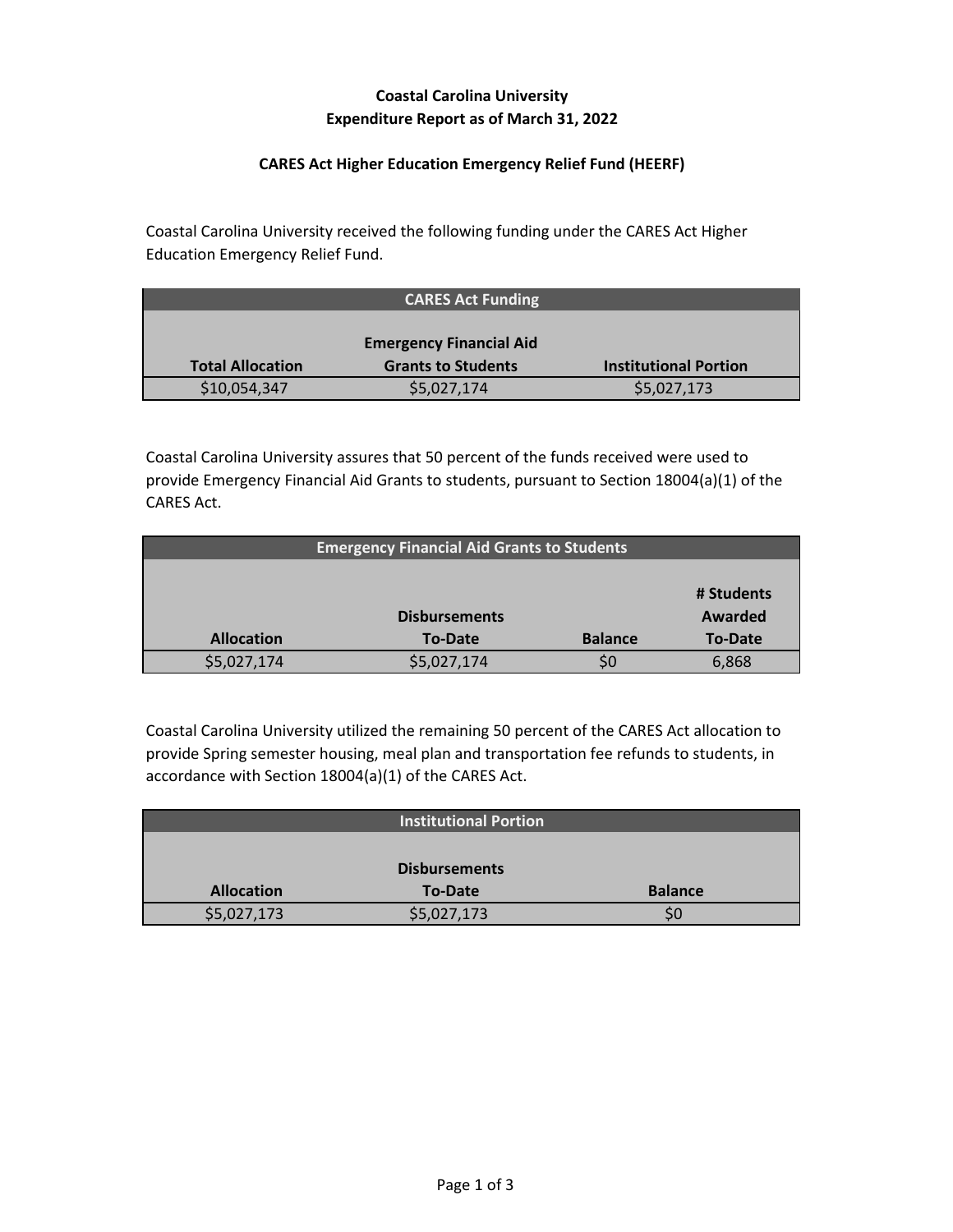# Coastal Carolina University
## Expenditure Report as of March 31, 2022

### CARES Act Higher Education Emergency Relief Fund (HEERF)

Coastal Carolina University received the following funding under the CARES Act Higher Education Emergency Relief Fund.

| CARES Act Funding | | |
|---|---|---|
| **Total Allocation** | **Emergency Financial Aid Grants to Students** | **Institutional Portion** |
| $10,054,347 | $5,027,174 | $5,027,173 |

Coastal Carolina University assures that 50 percent of the funds received were used to provide Emergency Financial Aid Grants to students, pursuant to Section 18004(a)(1) of the CARES Act.

| Emergency Financial Aid Grants to Students | | | |
|---|---|---|---|
| **Allocation** | **Disbursements To-Date** | **Balance** | **# Students Awarded To-Date** |
| $5,027,174 | $5,027,174 | $0 | 6,868 |

Coastal Carolina University utilized the remaining 50 percent of the CARES Act allocation to provide Spring semester housing, meal plan and transportation fee refunds to students, in accordance with Section 18004(a)(1) of the CARES Act.

| Institutional Portion | | |
|---|---|---|
| **Allocation** | **Disbursements To-Date** | **Balance** |
| $5,027,173 | $5,027,173 | $0 |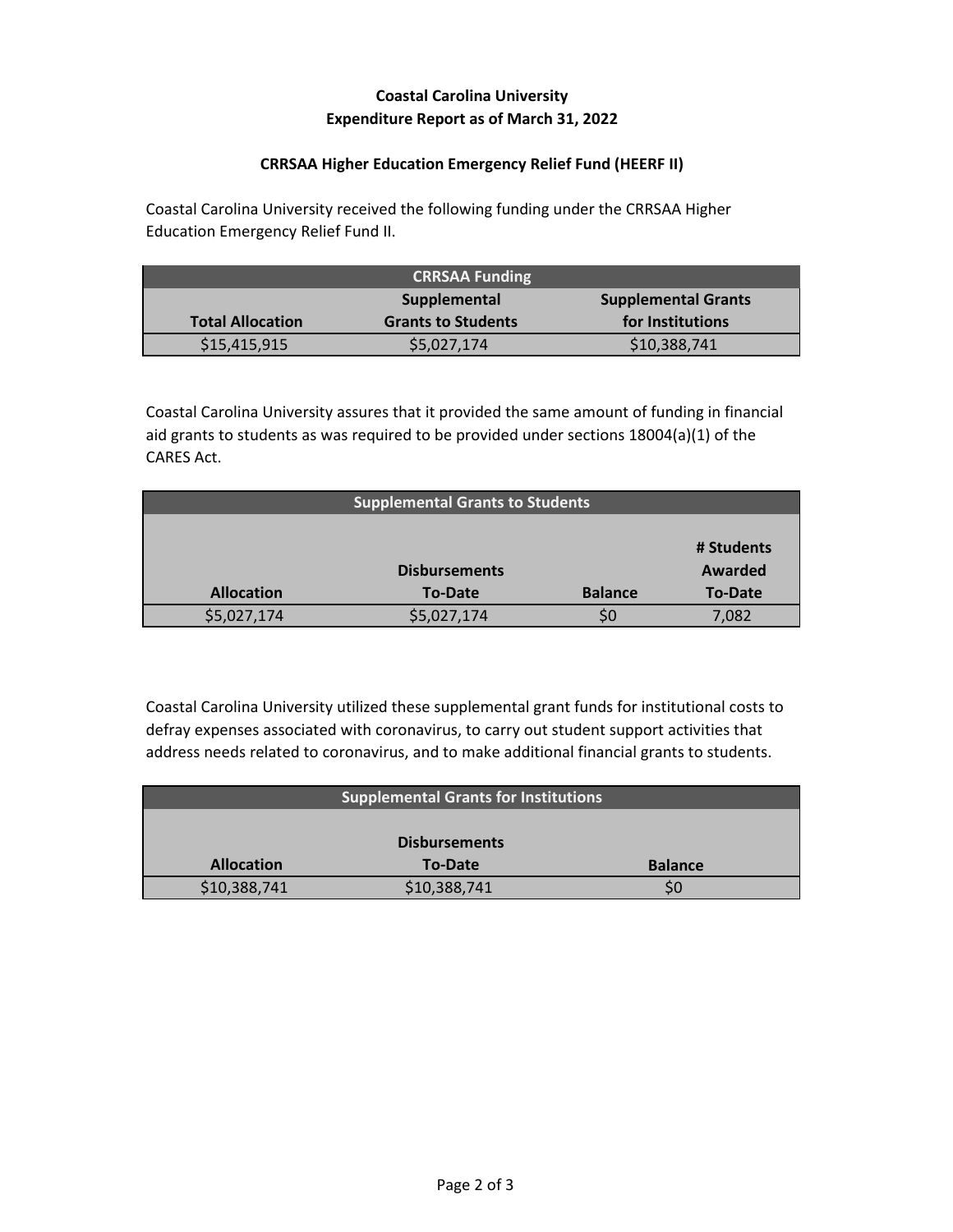# Coastal Carolina University
## Expenditure Report as of March 31, 2022

### CRRSAA Higher Education Emergency Relief Fund (HEERF II)

Coastal Carolina University received the following funding under the CRRSAA Higher Education Emergency Relief Fund II.

| CRRSAA Funding | | |
|---|---|---|
| **Total Allocation** | **Supplemental Grants to Students** | **Supplemental Grants for Institutions** |
| $15,415,915 | $5,027,174 | $10,388,741 |

Coastal Carolina University assures that it provided the same amount of funding in financial aid grants to students as was required to be provided under sections 18004(a)(1) of the CARES Act.

| Supplemental Grants to Students | | | |
|---|---|---|---|
| **Allocation** | **Disbursements To-Date** | **Balance** | **# Students Awarded To-Date** |
| $5,027,174 | $5,027,174 | $0 | 7,082 |

Coastal Carolina University utilized these supplemental grant funds for institutional costs to defray expenses associated with coronavirus, to carry out student support activities that address needs related to coronavirus, and to make additional financial grants to students.

| Supplemental Grants for Institutions | | |
|---|---|---|
| **Allocation** | **Disbursements To-Date** | **Balance** |
| $10,388,741 | $10,388,741 | $0 |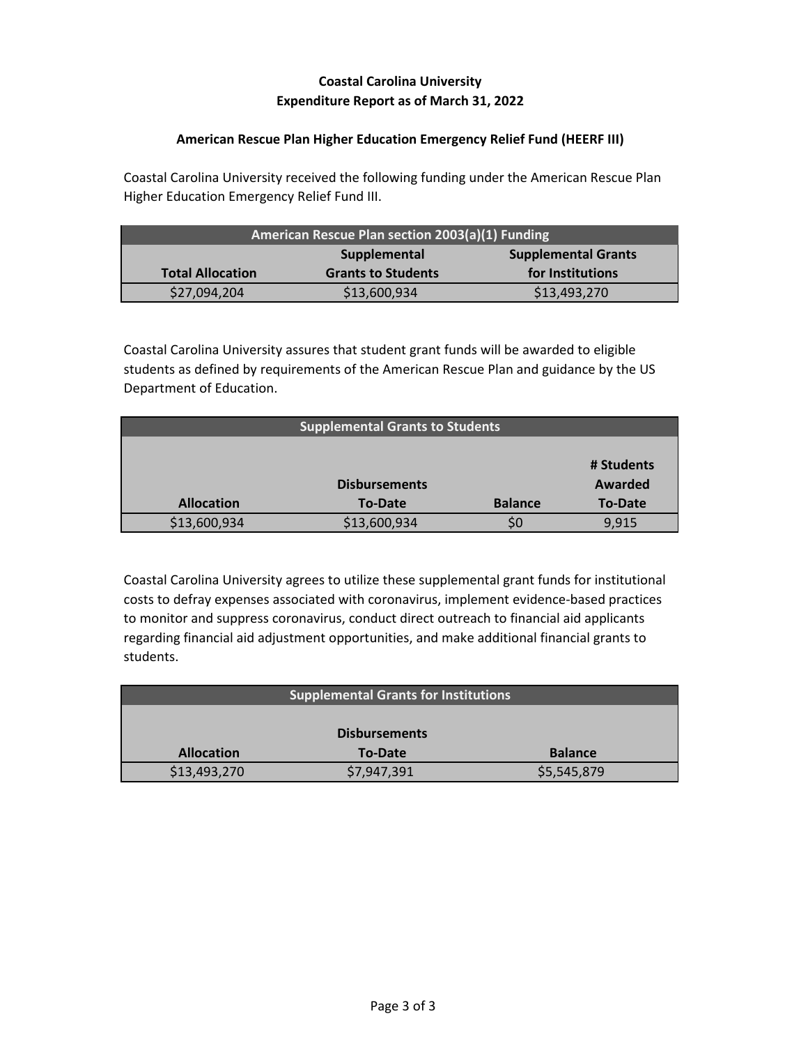# Coastal Carolina University
## Expenditure Report as of March 31, 2022

### American Rescue Plan Higher Education Emergency Relief Fund (HEERF III)

Coastal Carolina University received the following funding under the American Rescue Plan Higher Education Emergency Relief Fund III.

| American Rescue Plan section 2003(a)(1) Funding | | |
|---|---|---|
| **Total Allocation** | **Supplemental Grants to Students** | **Supplemental Grants for Institutions** |
| $27,094,204 | $13,600,934 | $13,493,270 |

Coastal Carolina University assures that student grant funds will be awarded to eligible students as defined by requirements of the American Rescue Plan and guidance by the US Department of Education.

| Supplemental Grants to Students | | | |
|---|---|---|---|
| **Allocation** | **Disbursements To-Date** | **Balance** | **# Students Awarded To-Date** |
| $13,600,934 | $13,600,934 | $0 | 9,915 |

Coastal Carolina University agrees to utilize these supplemental grant funds for institutional costs to defray expenses associated with coronavirus, implement evidence-based practices to monitor and suppress coronavirus, conduct direct outreach to financial aid applicants regarding financial aid adjustment opportunities, and make additional financial grants to students.

| Supplemental Grants for Institutions | | |
|---|---|---|
| **Allocation** | **Disbursements To-Date** | **Balance** |
| $13,493,270 | $7,947,391 | $5,545,879 |